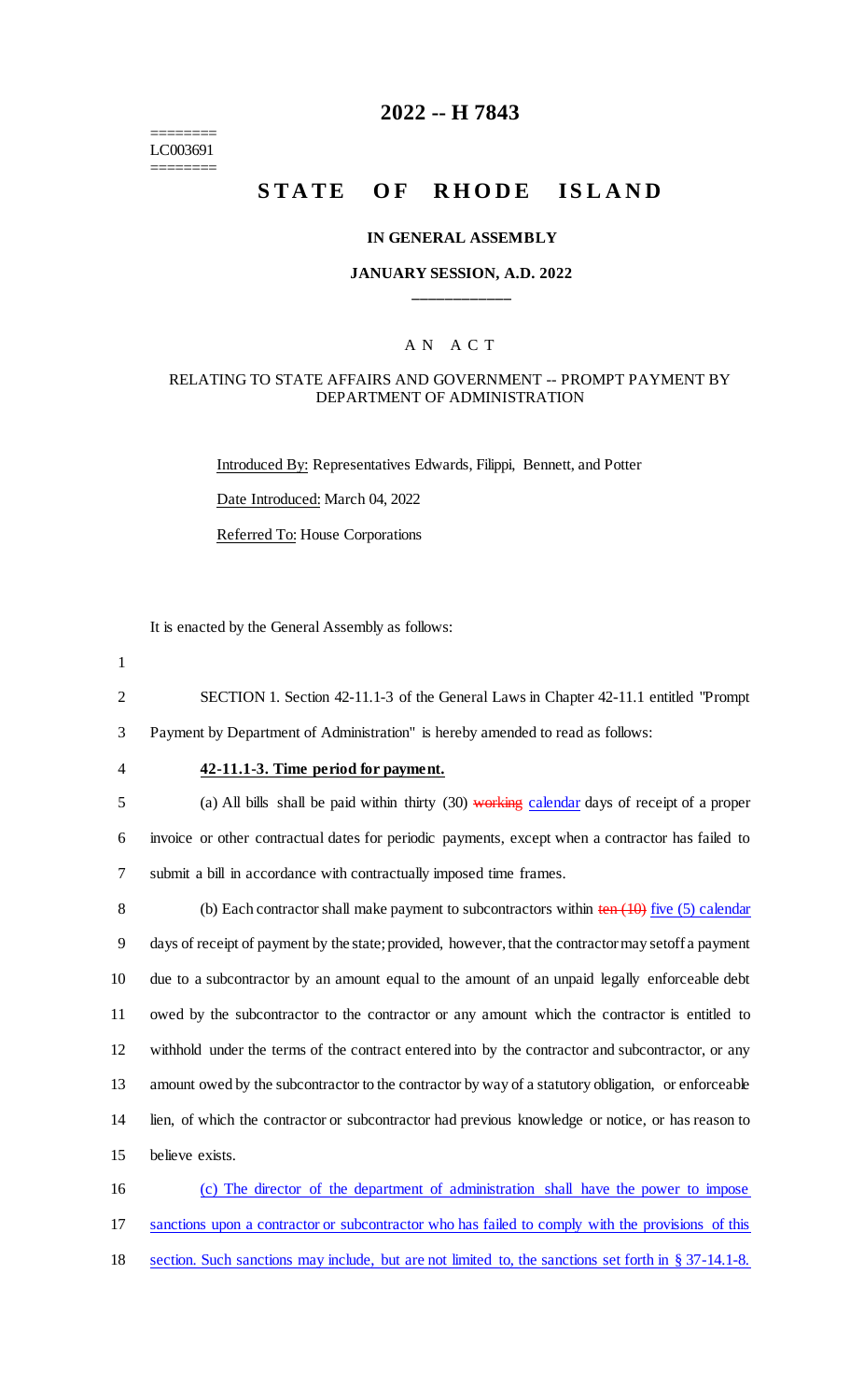========
LC003691
========

# 2022 -- H 7843

## STATE OF RHODE ISLAND

### IN GENERAL ASSEMBLY

### JANUARY SESSION, A.D. 2022

____________

A N A C T

RELATING TO STATE AFFAIRS AND GOVERNMENT -- PROMPT PAYMENT BY DEPARTMENT OF ADMINISTRATION

Introduced By: Representatives Edwards, Filippi, Bennett, and Potter

Date Introduced: March 04, 2022

Referred To: House Corporations

It is enacted by the General Assembly as follows:

SECTION 1. Section 42-11.1-3 of the General Laws in Chapter 42-11.1 entitled "Prompt Payment by Department of Administration" is hereby amended to read as follows:

**42-11.1-3. Time period for payment.**

(a) All bills shall be paid within thirty (30) ~~working~~ calendar days of receipt of a proper invoice or other contractual dates for periodic payments, except when a contractor has failed to submit a bill in accordance with contractually imposed time frames.

(b) Each contractor shall make payment to subcontractors within ~~ten (10)~~ five (5) calendar days of receipt of payment by the state; provided, however, that the contractor may setoff a payment due to a subcontractor by an amount equal to the amount of an unpaid legally enforceable debt owed by the subcontractor to the contractor or any amount which the contractor is entitled to withhold under the terms of the contract entered into by the contractor and subcontractor, or any amount owed by the subcontractor to the contractor by way of a statutory obligation, or enforceable lien, of which the contractor or subcontractor had previous knowledge or notice, or has reason to believe exists.

(c) The director of the department of administration shall have the power to impose sanctions upon a contractor or subcontractor who has failed to comply with the provisions of this section. Such sanctions may include, but are not limited to, the sanctions set forth in § 37-14.1-8.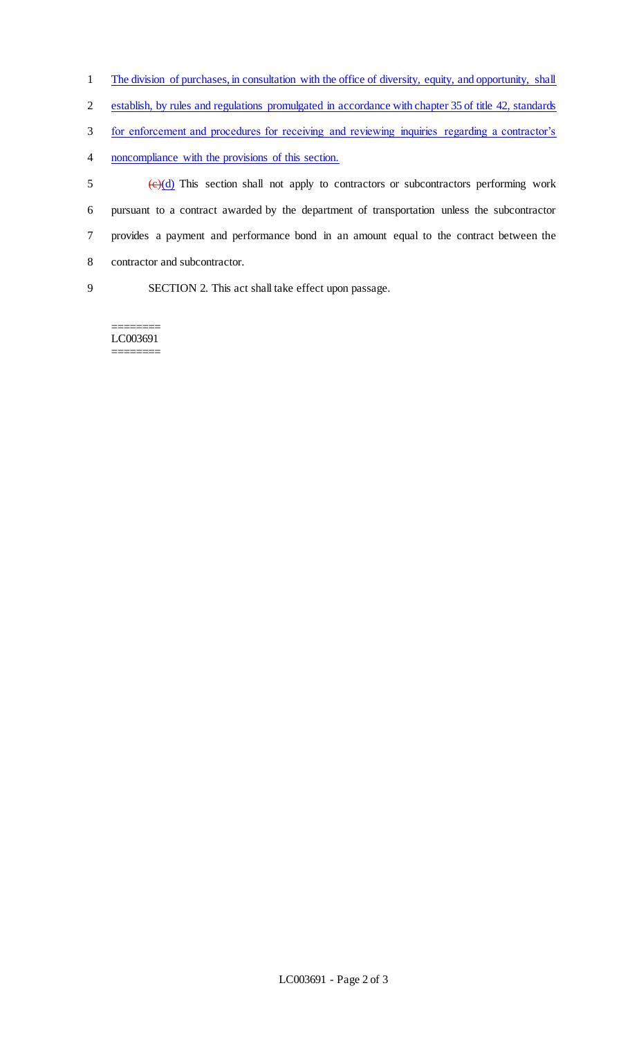The division of purchases, in consultation with the office of diversity, equity, and opportunity, shall establish, by rules and regulations promulgated in accordance with chapter 35 of title 42, standards for enforcement and procedures for receiving and reviewing inquiries regarding a contractor's noncompliance with the provisions of this section.

~~(c)~~(d) This section shall not apply to contractors or subcontractors performing work pursuant to a contract awarded by the department of transportation unless the subcontractor provides a payment and performance bond in an amount equal to the contract between the contractor and subcontractor.

SECTION 2. This act shall take effect upon passage.

========
LC003691
========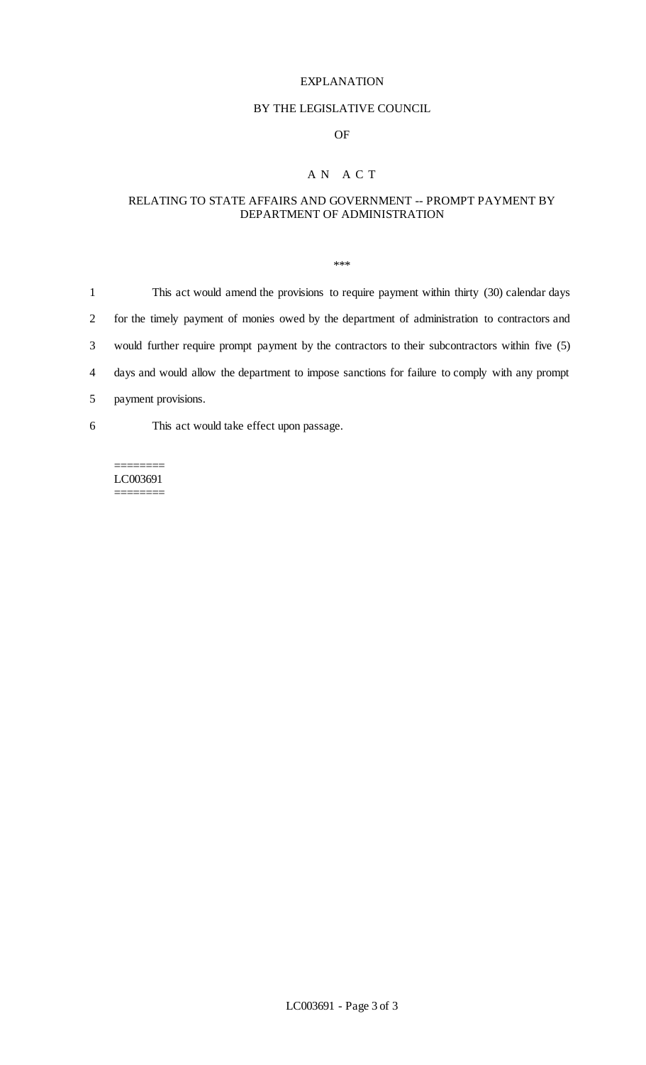EXPLANATION

BY THE LEGISLATIVE COUNCIL

OF

A N A C T

RELATING TO STATE AFFAIRS AND GOVERNMENT -- PROMPT PAYMENT BY DEPARTMENT OF ADMINISTRATION

\*\*\*

This act would amend the provisions to require payment within thirty (30) calendar days for the timely payment of monies owed by the department of administration to contractors and would further require prompt payment by the contractors to their subcontractors within five (5) days and would allow the department to impose sanctions for failure to comply with any prompt payment provisions.

This act would take effect upon passage.

========
LC003691
========